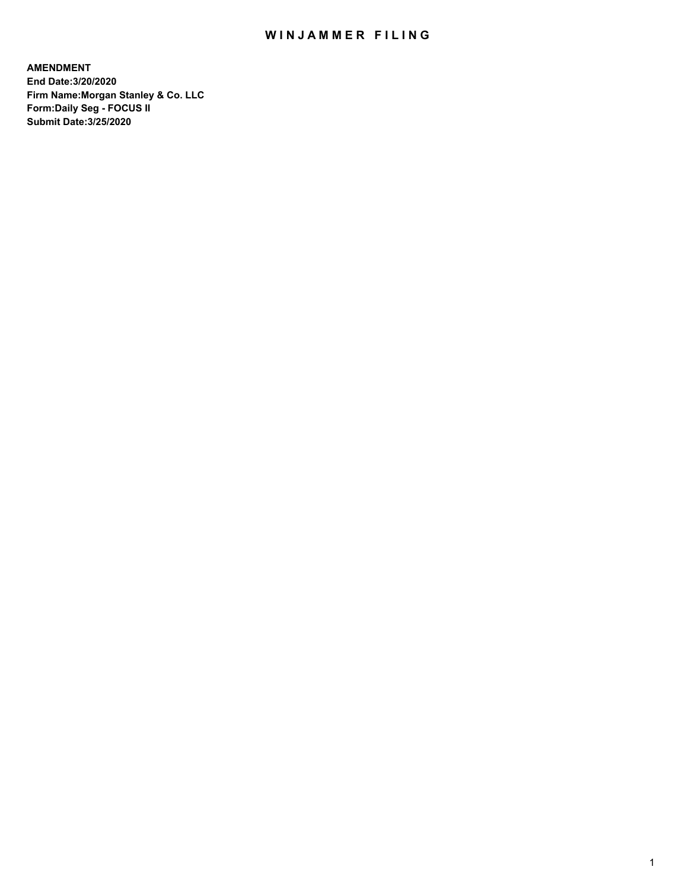# WINJAMMER FILING

**AMENDMENT**
**End Date:3/20/2020**
**Firm Name:Morgan Stanley & Co. LLC**
**Form:Daily Seg - FOCUS II**
**Submit Date:3/25/2020**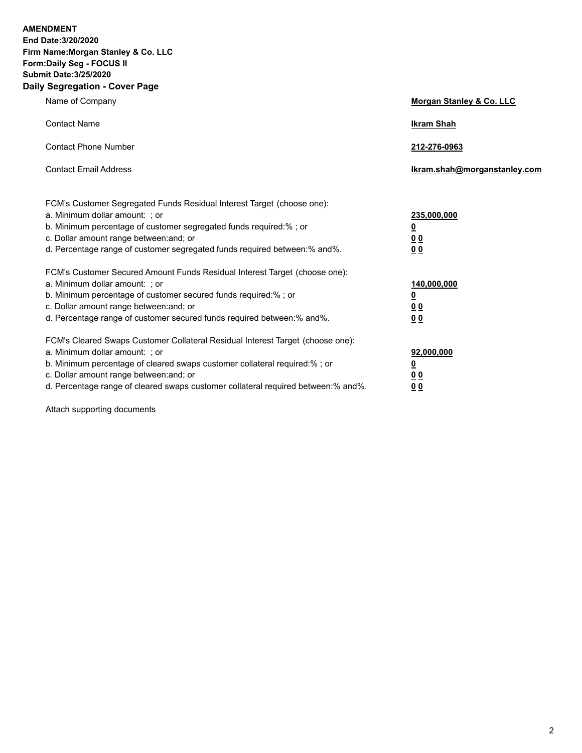**AMENDMENT**
**End Date:3/20/2020**
**Firm Name:Morgan Stanley & Co. LLC**
**Form:Daily Seg - FOCUS II**
**Submit Date:3/25/2020**

## Daily Segregation - Cover Page

| | |
|---|---|
| Name of Company | **Morgan Stanley & Co. LLC** |
| Contact Name | **Ikram Shah** |
| Contact Phone Number | **212-276-0963** |
| Contact Email Address | **Ikram.shah@morganstanley.com** |

| | |
|---|---|
| FCM's Customer Segregated Funds Residual Interest Target (choose one): | |
| a. Minimum dollar amount: ; or | **235,000,000** |
| b. Minimum percentage of customer segregated funds required:% ; or | **0** |
| c. Dollar amount range between:and; or | **0 0** |
| d. Percentage range of customer segregated funds required between:% and%. | **0 0** |
| FCM's Customer Secured Amount Funds Residual Interest Target (choose one): | |
| a. Minimum dollar amount: ; or | **140,000,000** |
| b. Minimum percentage of customer secured funds required:% ; or | **0** |
| c. Dollar amount range between:and; or | **0 0** |
| d. Percentage range of customer secured funds required between:% and%. | **0 0** |
| FCM's Cleared Swaps Customer Collateral Residual Interest Target (choose one): | |
| a. Minimum dollar amount: ; or | **92,000,000** |
| b. Minimum percentage of cleared swaps customer collateral required:% ; or | **0** |
| c. Dollar amount range between:and; or | **0 0** |
| d. Percentage range of cleared swaps customer collateral required between:% and%. | **0 0** |

Attach supporting documents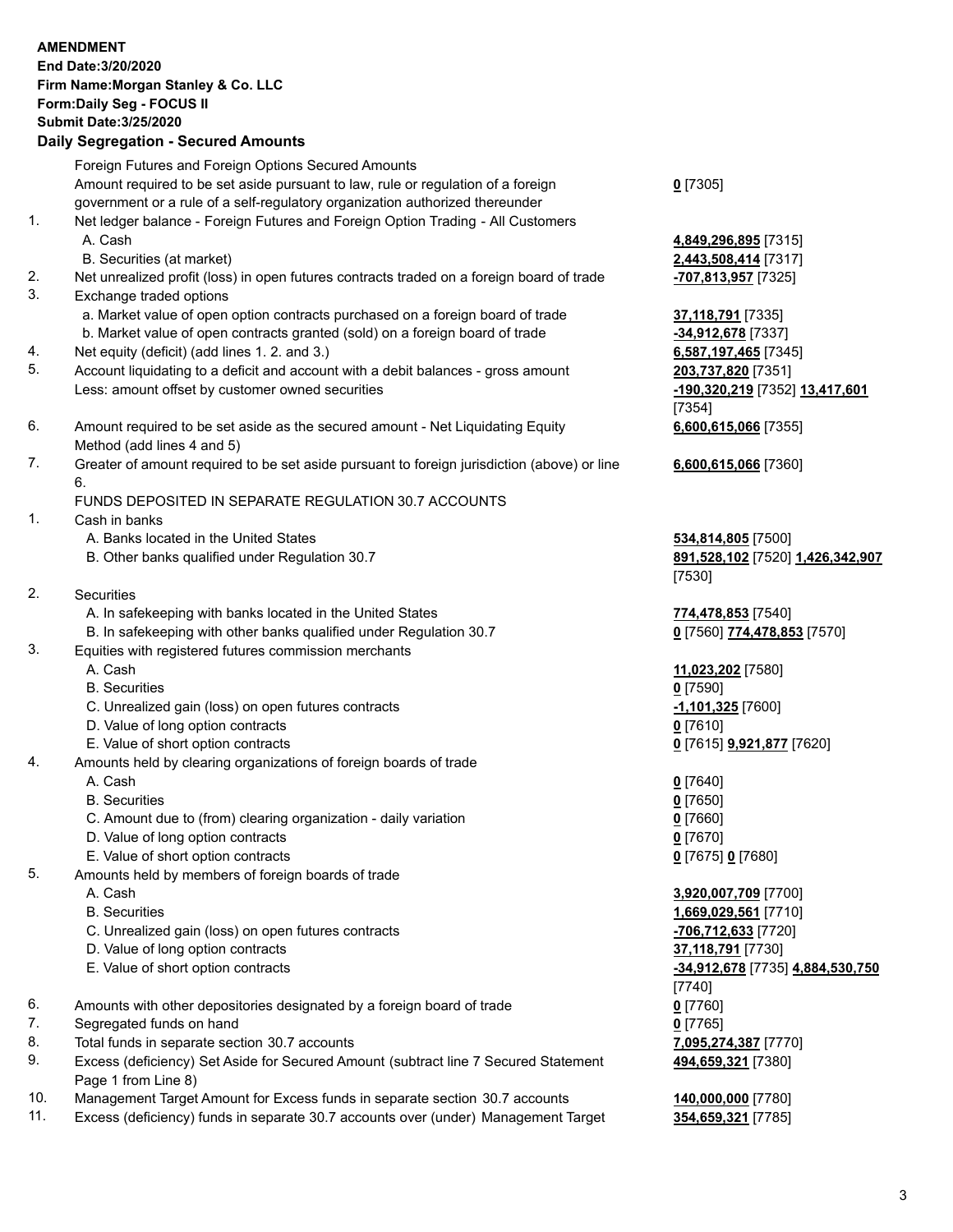**AMENDMENT**
**End Date:3/20/2020**
**Firm Name:Morgan Stanley & Co. LLC**
**Form:Daily Seg - FOCUS II**
**Submit Date:3/25/2020**

## Daily Segregation - Secured Amounts

| | | |
|---|---|---|
| | Foreign Futures and Foreign Options Secured Amounts | |
| | Amount required to be set aside pursuant to law, rule or regulation of a foreign government or a rule of a self-regulatory organization authorized thereunder | **0** [7305] |
| 1. | Net ledger balance - Foreign Futures and Foreign Option Trading - All Customers | |
| | A. Cash | **4,849,296,895** [7315] |
| | B. Securities (at market) | **2,443,508,414** [7317] |
| 2. | Net unrealized profit (loss) in open futures contracts traded on a foreign board of trade | **-707,813,957** [7325] |
| 3. | Exchange traded options | |
| | a. Market value of open option contracts purchased on a foreign board of trade | **37,118,791** [7335] |
| | b. Market value of open contracts granted (sold) on a foreign board of trade | **-34,912,678** [7337] |
| 4. | Net equity (deficit) (add lines 1. 2. and 3.) | **6,587,197,465** [7345] |
| 5. | Account liquidating to a deficit and account with a debit balances - gross amount | **203,737,820** [7351] |
| | Less: amount offset by customer owned securities | **-190,320,219** [7352] **13,417,601** [7354] |
| 6. | Amount required to be set aside as the secured amount - Net Liquidating Equity Method (add lines 4 and 5) | **6,600,615,066** [7355] |
| 7. | Greater of amount required to be set aside pursuant to foreign jurisdiction (above) or line 6. | **6,600,615,066** [7360] |
| | FUNDS DEPOSITED IN SEPARATE REGULATION 30.7 ACCOUNTS | |
| 1. | Cash in banks | |
| | A. Banks located in the United States | **534,814,805** [7500] |
| | B. Other banks qualified under Regulation 30.7 | **891,528,102** [7520] **1,426,342,907** [7530] |
| 2. | Securities | |
| | A. In safekeeping with banks located in the United States | **774,478,853** [7540] |
| | B. In safekeeping with other banks qualified under Regulation 30.7 | **0** [7560] **774,478,853** [7570] |
| 3. | Equities with registered futures commission merchants | |
| | A. Cash | **11,023,202** [7580] |
| | B. Securities | **0** [7590] |
| | C. Unrealized gain (loss) on open futures contracts | **-1,101,325** [7600] |
| | D. Value of long option contracts | **0** [7610] |
| | E. Value of short option contracts | **0** [7615] **9,921,877** [7620] |
| 4. | Amounts held by clearing organizations of foreign boards of trade | |
| | A. Cash | **0** [7640] |
| | B. Securities | **0** [7650] |
| | C. Amount due to (from) clearing organization - daily variation | **0** [7660] |
| | D. Value of long option contracts | **0** [7670] |
| | E. Value of short option contracts | **0** [7675] **0** [7680] |
| 5. | Amounts held by members of foreign boards of trade | |
| | A. Cash | **3,920,007,709** [7700] |
| | B. Securities | **1,669,029,561** [7710] |
| | C. Unrealized gain (loss) on open futures contracts | **-706,712,633** [7720] |
| | D. Value of long option contracts | **37,118,791** [7730] |
| | E. Value of short option contracts | **-34,912,678** [7735] **4,884,530,750** [7740] |
| 6. | Amounts with other depositories designated by a foreign board of trade | **0** [7760] |
| 7. | Segregated funds on hand | **0** [7765] |
| 8. | Total funds in separate section 30.7 accounts | **7,095,274,387** [7770] |
| 9. | Excess (deficiency) Set Aside for Secured Amount (subtract line 7 Secured Statement Page 1 from Line 8) | **494,659,321** [7380] |
| 10. | Management Target Amount for Excess funds in separate section 30.7 accounts | **140,000,000** [7780] |
| 11. | Excess (deficiency) funds in separate 30.7 accounts over (under) Management Target | **354,659,321** [7785] |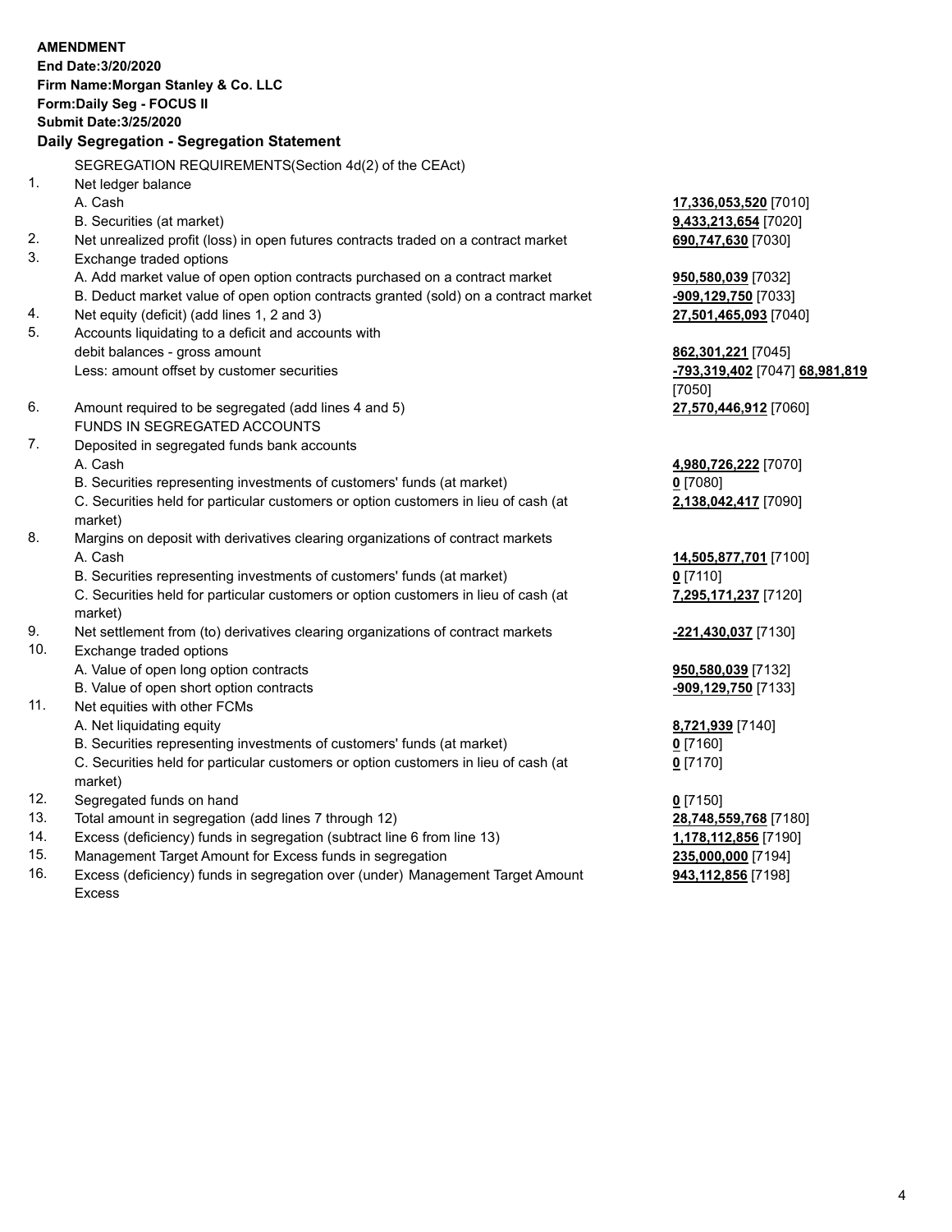**AMENDMENT**
**End Date:3/20/2020**
**Firm Name:Morgan Stanley & Co. LLC**
**Form:Daily Seg - FOCUS II**
**Submit Date:3/25/2020**

## Daily Segregation - Segregation Statement

SEGREGATION REQUIREMENTS(Section 4d(2) of the CEAct)

| | | |
|---|---|---|
| 1. | Net ledger balance | |
| | A. Cash | **17,336,053,520** [7010] |
| | B. Securities (at market) | **9,433,213,654** [7020] |
| 2. | Net unrealized profit (loss) in open futures contracts traded on a contract market | **690,747,630** [7030] |
| 3. | Exchange traded options | |
| | A. Add market value of open option contracts purchased on a contract market | **950,580,039** [7032] |
| | B. Deduct market value of open option contracts granted (sold) on a contract market | **-909,129,750** [7033] |
| 4. | Net equity (deficit) (add lines 1, 2 and 3) | **27,501,465,093** [7040] |
| 5. | Accounts liquidating to a deficit and accounts with debit balances - gross amount | **862,301,221** [7045] |
| | Less: amount offset by customer securities | **-793,319,402** [7047] **68,981,819** [7050] |
| 6. | Amount required to be segregated (add lines 4 and 5) | **27,570,446,912** [7060] |
| | FUNDS IN SEGREGATED ACCOUNTS | |
| 7. | Deposited in segregated funds bank accounts | |
| | A. Cash | **4,980,726,222** [7070] |
| | B. Securities representing investments of customers' funds (at market) | **0** [7080] |
| | C. Securities held for particular customers or option customers in lieu of cash (at market) | **2,138,042,417** [7090] |
| 8. | Margins on deposit with derivatives clearing organizations of contract markets | |
| | A. Cash | **14,505,877,701** [7100] |
| | B. Securities representing investments of customers' funds (at market) | **0** [7110] |
| | C. Securities held for particular customers or option customers in lieu of cash (at market) | **7,295,171,237** [7120] |
| 9. | Net settlement from (to) derivatives clearing organizations of contract markets | **-221,430,037** [7130] |
| 10. | Exchange traded options | |
| | A. Value of open long option contracts | **950,580,039** [7132] |
| | B. Value of open short option contracts | **-909,129,750** [7133] |
| 11. | Net equities with other FCMs | |
| | A. Net liquidating equity | **8,721,939** [7140] |
| | B. Securities representing investments of customers' funds (at market) | **0** [7160] |
| | C. Securities held for particular customers or option customers in lieu of cash (at market) | **0** [7170] |
| 12. | Segregated funds on hand | **0** [7150] |
| 13. | Total amount in segregation (add lines 7 through 12) | **28,748,559,768** [7180] |
| 14. | Excess (deficiency) funds in segregation (subtract line 6 from line 13) | **1,178,112,856** [7190] |
| 15. | Management Target Amount for Excess funds in segregation | **235,000,000** [7194] |
| 16. | Excess (deficiency) funds in segregation over (under) Management Target Amount Excess | **943,112,856** [7198] |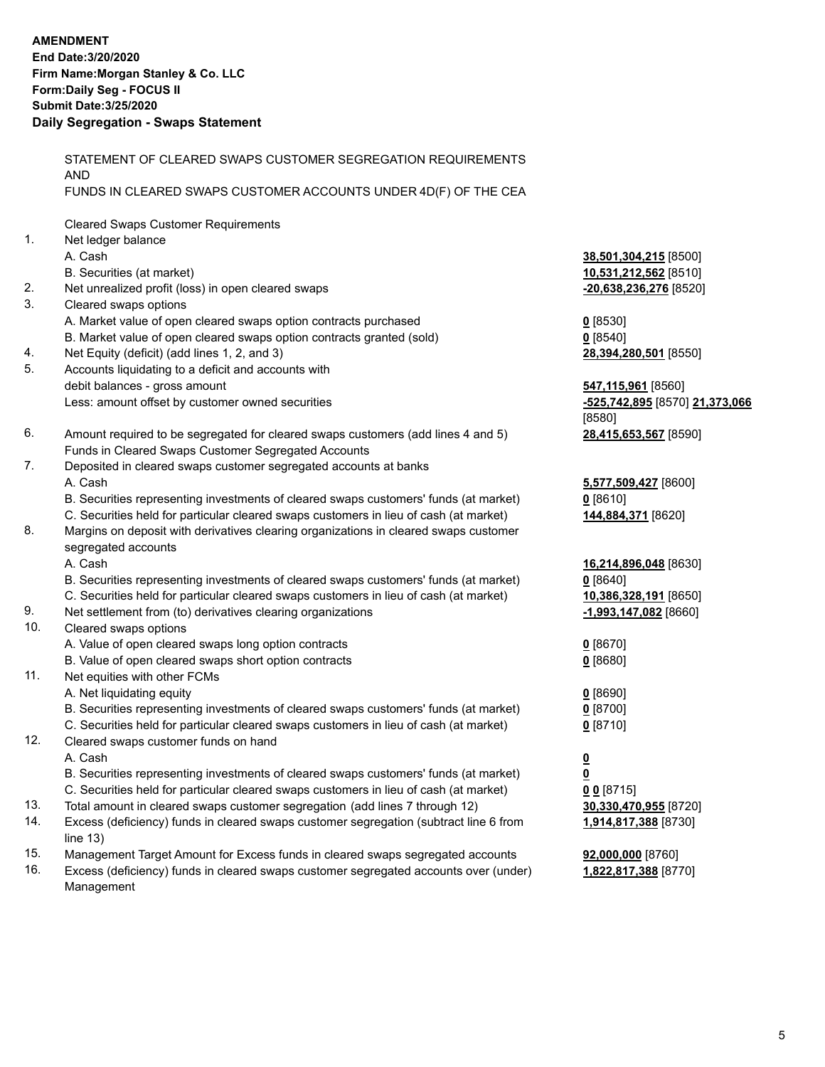**AMENDMENT**
**End Date:3/20/2020**
**Firm Name:Morgan Stanley & Co. LLC**
**Form:Daily Seg - FOCUS II**
**Submit Date:3/25/2020**
**Daily Segregation - Swaps Statement**

STATEMENT OF CLEARED SWAPS CUSTOMER SEGREGATION REQUIREMENTS AND
FUNDS IN CLEARED SWAPS CUSTOMER ACCOUNTS UNDER 4D(F) OF THE CEA

| | | |
|---|---|---|
| | Cleared Swaps Customer Requirements | |
| 1. | Net ledger balance | |
| | A. Cash | **38,501,304,215** [8500] |
| | B. Securities (at market) | **10,531,212,562** [8510] |
| 2. | Net unrealized profit (loss) in open cleared swaps | **-20,638,236,276** [8520] |
| 3. | Cleared swaps options | |
| | A. Market value of open cleared swaps option contracts purchased | **0** [8530] |
| | B. Market value of open cleared swaps option contracts granted (sold) | **0** [8540] |
| 4. | Net Equity (deficit) (add lines 1, 2, and 3) | **28,394,280,501** [8550] |
| 5. | Accounts liquidating to a deficit and accounts with debit balances - gross amount | **547,115,961** [8560] |
| | Less: amount offset by customer owned securities | **-525,742,895** [8570] **21,373,066** [8580] |
| 6. | Amount required to be segregated for cleared swaps customers (add lines 4 and 5) | **28,415,653,567** [8590] |
| | Funds in Cleared Swaps Customer Segregated Accounts | |
| 7. | Deposited in cleared swaps customer segregated accounts at banks | |
| | A. Cash | **5,577,509,427** [8600] |
| | B. Securities representing investments of cleared swaps customers' funds (at market) | **0** [8610] |
| | C. Securities held for particular cleared swaps customers in lieu of cash (at market) | **144,884,371** [8620] |
| 8. | Margins on deposit with derivatives clearing organizations in cleared swaps customer segregated accounts | |
| | A. Cash | **16,214,896,048** [8630] |
| | B. Securities representing investments of cleared swaps customers' funds (at market) | **0** [8640] |
| | C. Securities held for particular cleared swaps customers in lieu of cash (at market) | **10,386,328,191** [8650] |
| 9. | Net settlement from (to) derivatives clearing organizations | **-1,993,147,082** [8660] |
| 10. | Cleared swaps options | |
| | A. Value of open cleared swaps long option contracts | **0** [8670] |
| | B. Value of open cleared swaps short option contracts | **0** [8680] |
| 11. | Net equities with other FCMs | |
| | A. Net liquidating equity | **0** [8690] |
| | B. Securities representing investments of cleared swaps customers' funds (at market) | **0** [8700] |
| | C. Securities held for particular cleared swaps customers in lieu of cash (at market) | **0** [8710] |
| 12. | Cleared swaps customer funds on hand | |
| | A. Cash | **0** |
| | B. Securities representing investments of cleared swaps customers' funds (at market) | **0** |
| | C. Securities held for particular cleared swaps customers in lieu of cash (at market) | **0** **0** [8715] |
| 13. | Total amount in cleared swaps customer segregation (add lines 7 through 12) | **30,330,470,955** [8720] |
| 14. | Excess (deficiency) funds in cleared swaps customer segregation (subtract line 6 from line 13) | **1,914,817,388** [8730] |
| 15. | Management Target Amount for Excess funds in cleared swaps segregated accounts | **92,000,000** [8760] |
| 16. | Excess (deficiency) funds in cleared swaps customer segregated accounts over (under) Management | **1,822,817,388** [8770] |